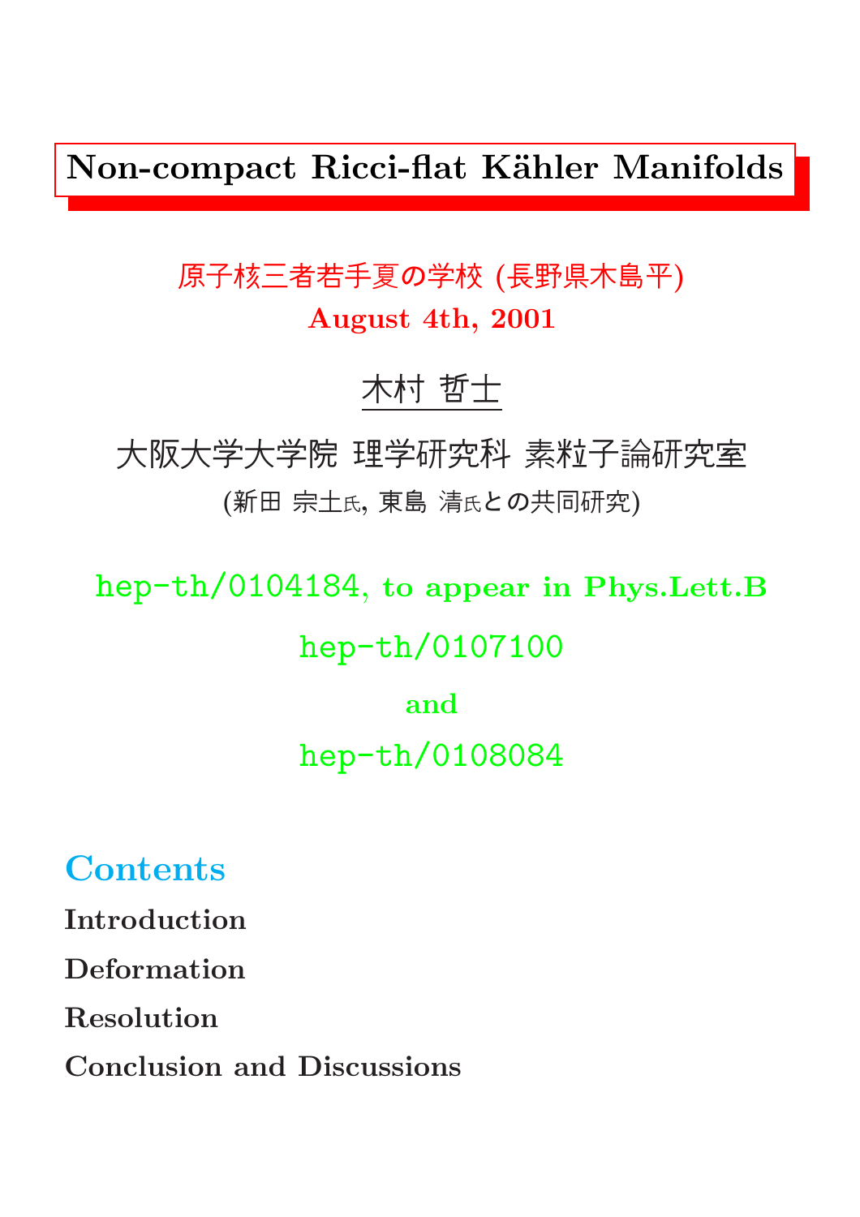# Non-compact Ricci-flat Kähler Manifolds

原子核三者若手夏の学校 (長野県木島平)

**August 4th, 2001**

木村 哲士

大阪大学大学院 理学研究科 素粒子論研究室

(新田 宗土氏, 東島 清氏との共同研究)

hep-th/0104184, to appear in Phys.Lett.B

hep-th/0107100

and

hep-th/0108084

## Contents

**Introduction**

**Deformation**

**Resolution**

**Conclusion and Discussions**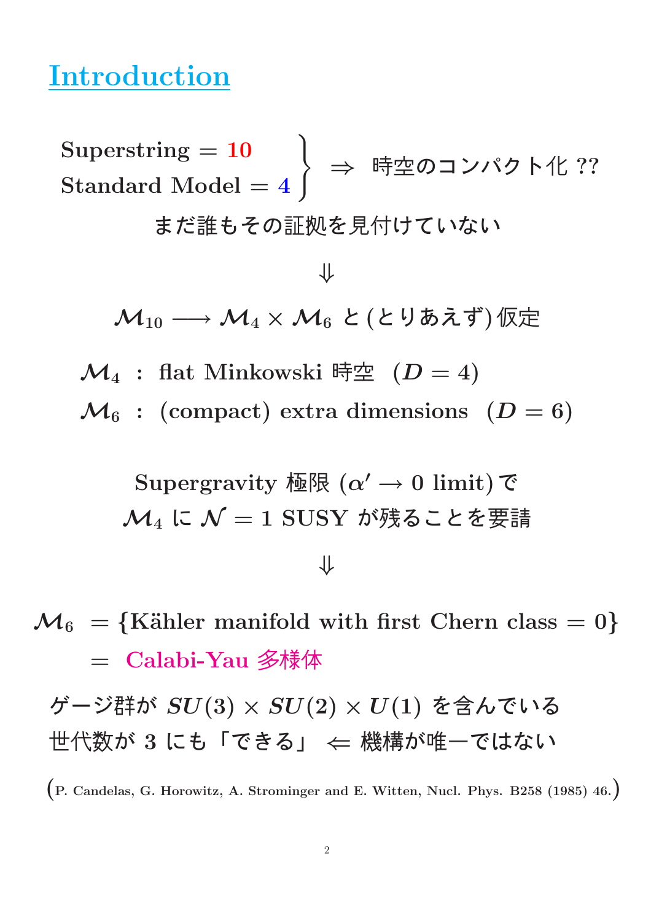## Introduction

$$\left.\begin{array}{l}\text{Superstring} = 10 \\ \text{Standard Model} = 4\end{array}\right\} \Rightarrow \text{時空のコンパクト化 ??}$$

まだ誰もその証拠を見付けていない

$$\Downarrow$$

$\mathcal{M}_{10} \longrightarrow \mathcal{M}_4 \times \mathcal{M}_6$ と(とりあえず)仮定

$\mathcal{M}_4$ : flat Minkowski 時空 $(D = 4)$

$\mathcal{M}_6$ : (compact) extra dimensions $(D = 6)$

Supergravity 極限 ($\alpha' \to 0$ limit) で

$\mathcal{M}_4$ に $\mathcal{N} = 1$ SUSY が残ることを要請

$$\Downarrow$$

$$\begin{aligned}\mathcal{M}_6 &= \{\text{Kähler manifold with first Chern class} = 0\} \\ &= \text{Calabi-Yau 多様体}\end{aligned}$$

ゲージ群が $SU(3) \times SU(2) \times U(1)$ を含んでいる

世代数が 3 にも「できる」 $\Leftarrow$ 機構が唯一ではない

(P. Candelas, G. Horowitz, A. Strominger and E. Witten, Nucl. Phys. B258 (1985) 46.)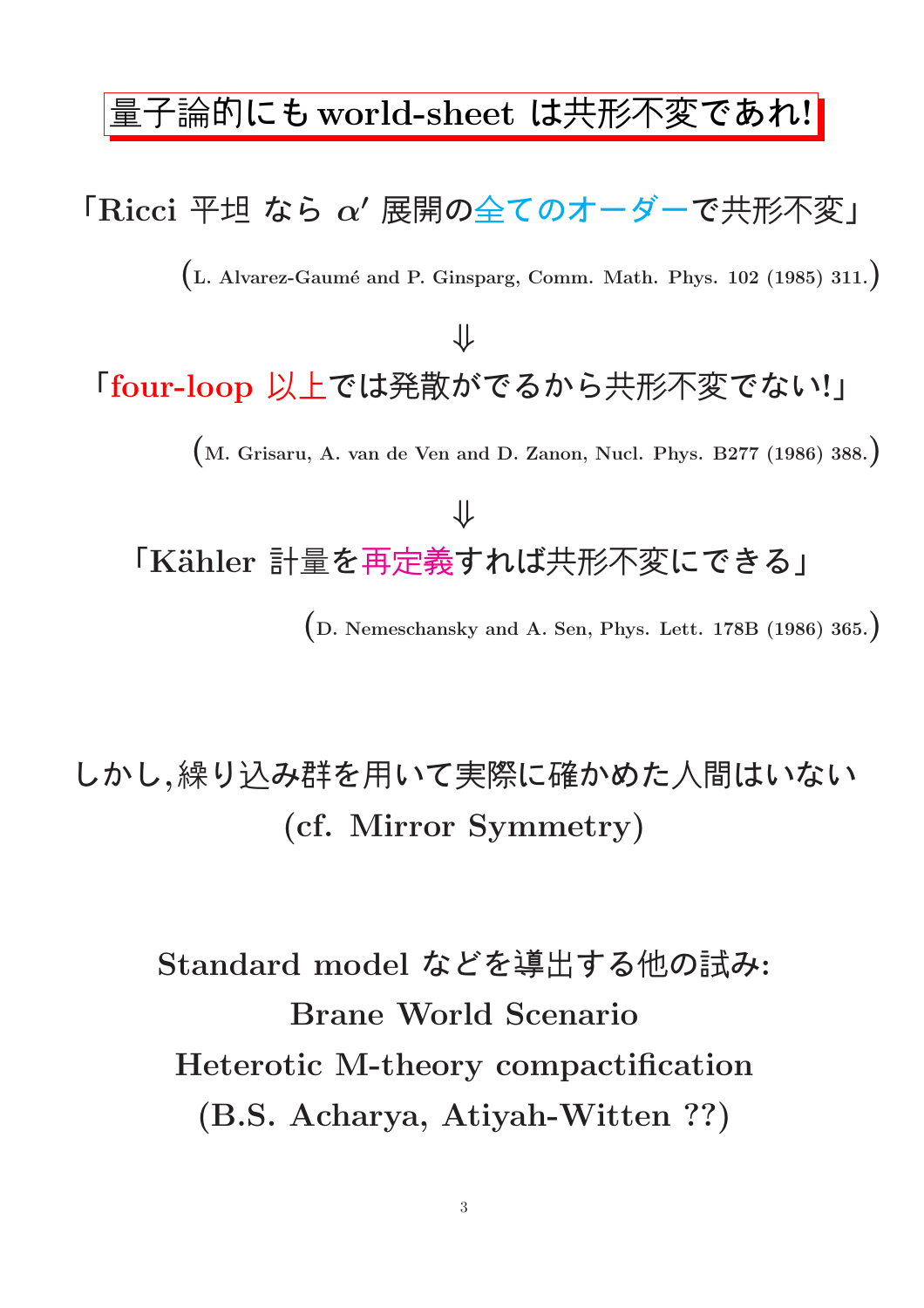# 量子論的にも world-sheet は共形不変であれ!

「Ricci 平坦 なら $\alpha'$ 展開の全てのオーダーで共形不変」

(L. Alvarez-Gaumé and P. Ginsparg, Comm. Math. Phys. 102 (1985) 311.)

$\Downarrow$

「four-loop 以上では発散がでるから共形不変でない!」

(M. Grisaru, A. van de Ven and D. Zanon, Nucl. Phys. B277 (1986) 388.)

$\Downarrow$

「Kähler 計量を再定義すれば共形不変にできる」

(D. Nemeschansky and A. Sen, Phys. Lett. 178B (1986) 365.)

しかし,繰り込み群を用いて実際に確かめた人間はいない

(cf. Mirror Symmetry)

Standard model などを導出する他の試み:

Brane World Scenario

Heterotic M-theory compactification

(B.S. Acharya, Atiyah-Witten ??)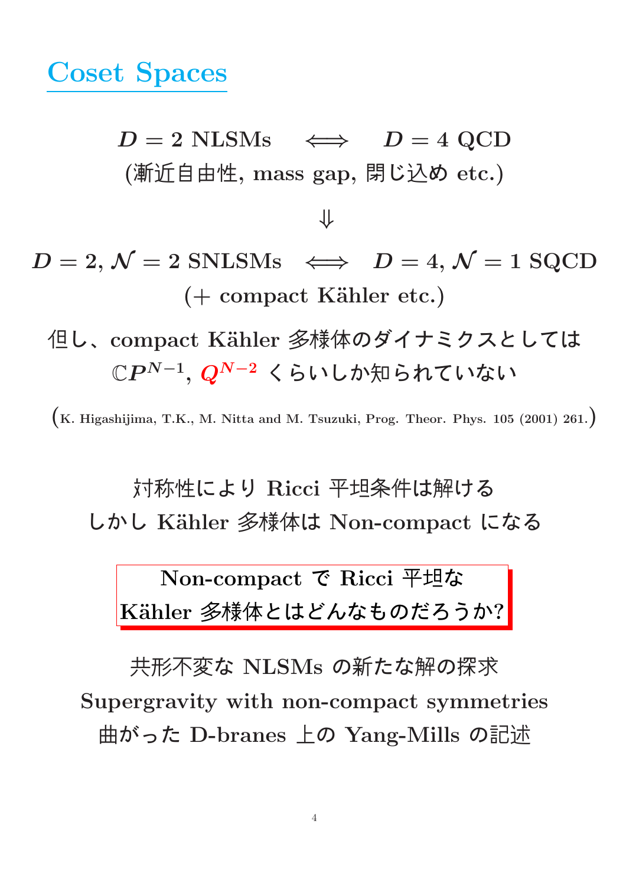# Coset Spaces

$D = 2$ NLSMs $\iff$ $D = 4$ QCD

(漸近自由性, mass gap, 閉じ込め etc.)

$\Downarrow$

$D = 2, \mathcal{N} = 2$ SNLSMs $\iff$ $D = 4, \mathcal{N} = 1$ SQCD

(+ compact Kähler etc.)

但し、compact Kähler 多様体のダイナミクスとしては

$\mathbb{C}P^{N-1}$, $Q^{N-2}$ くらいしか知られていない

(K. Higashijima, T.K., M. Nitta and M. Tsuzuki, Prog. Theor. Phys. 105 (2001) 261.)

対称性により Ricci 平坦条件は解ける

しかし Kähler 多様体は Non-compact になる

**Non-compact で Ricci 平坦な**
**Kähler 多様体とはどんなものだろうか?**

共形不変な NLSMs の新たな解の探求

Supergravity with non-compact symmetries

曲がった D-branes 上の Yang-Mills の記述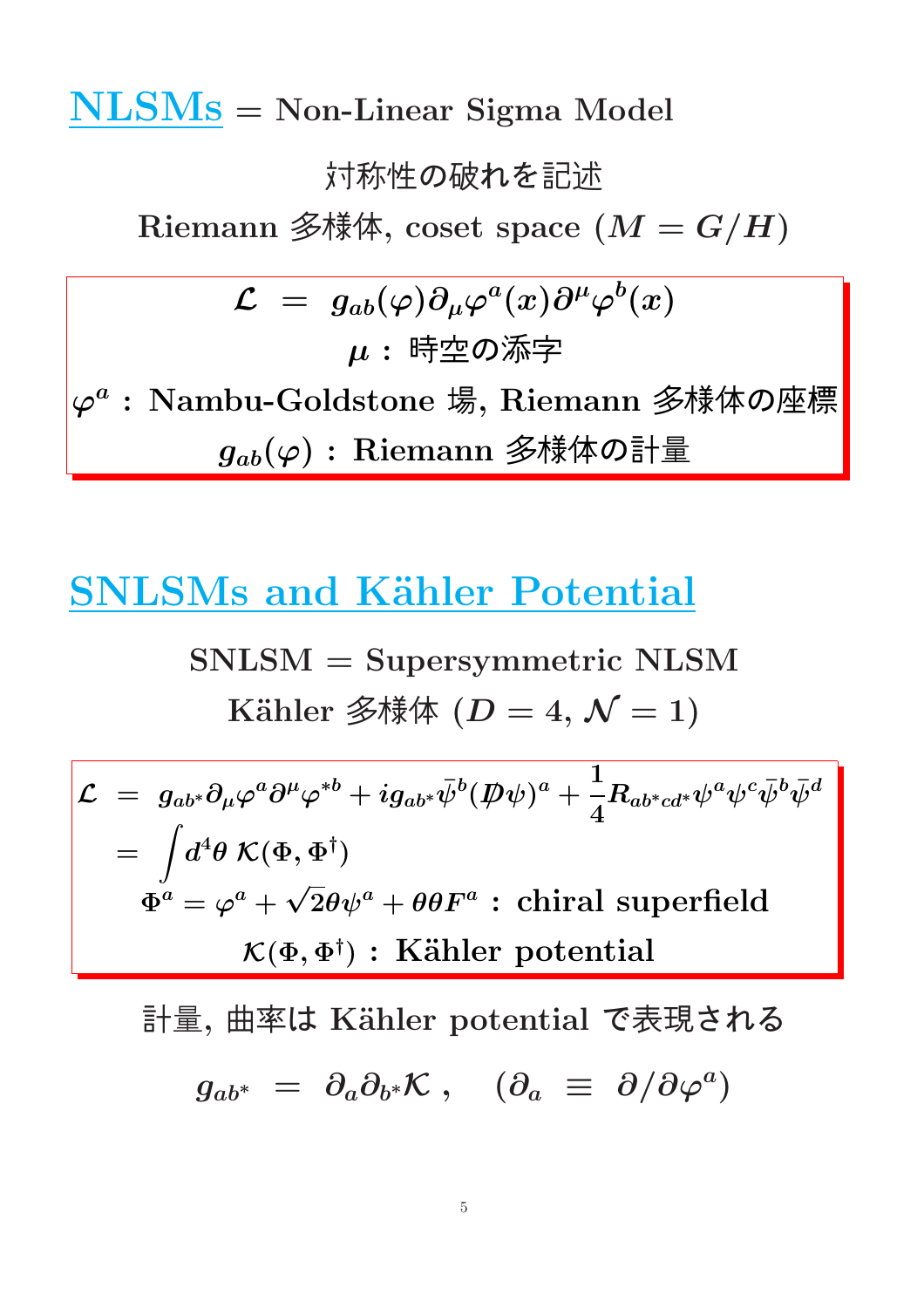## NLSMs = Non-Linear Sigma Model

対称性の破れを記述

Riemann 多様体, coset space ($M = G/H$)

$$\mathcal{L} = g_{ab}(\varphi)\partial_\mu \varphi^a(x)\partial^\mu \varphi^b(x)$$

$\mu$ : 時空の添字

$\varphi^a$ : Nambu-Goldstone 場, Riemann 多様体の座標

$g_{ab}(\varphi)$ : Riemann 多様体の計量

## SNLSMs and Kähler Potential

SNLSM = Supersymmetric NLSM

Kähler 多様体 ($D = 4$, $\mathcal{N} = 1$)

$$\begin{aligned}
\mathcal{L} &= g_{ab^*}\partial_\mu \varphi^a \partial^\mu \varphi^{*b} + i g_{ab^*}\bar{\psi}^b(\not{D}\psi)^a + \frac{1}{4}R_{ab^*cd^*}\psi^a\psi^c\bar{\psi}^b\bar{\psi}^d \\
&= \int d^4\theta \, \mathcal{K}(\Phi, \Phi^\dagger)
\end{aligned}$$

$\Phi^a = \varphi^a + \sqrt{2}\theta\psi^a + \theta\theta F^a$ : chiral superfield

$\mathcal{K}(\Phi, \Phi^\dagger)$ : Kähler potential

計量, 曲率は Kähler potential で表現される

$$g_{ab^*} = \partial_a \partial_{b^*}\mathcal{K} \, , \quad (\partial_a \equiv \partial/\partial\varphi^a)$$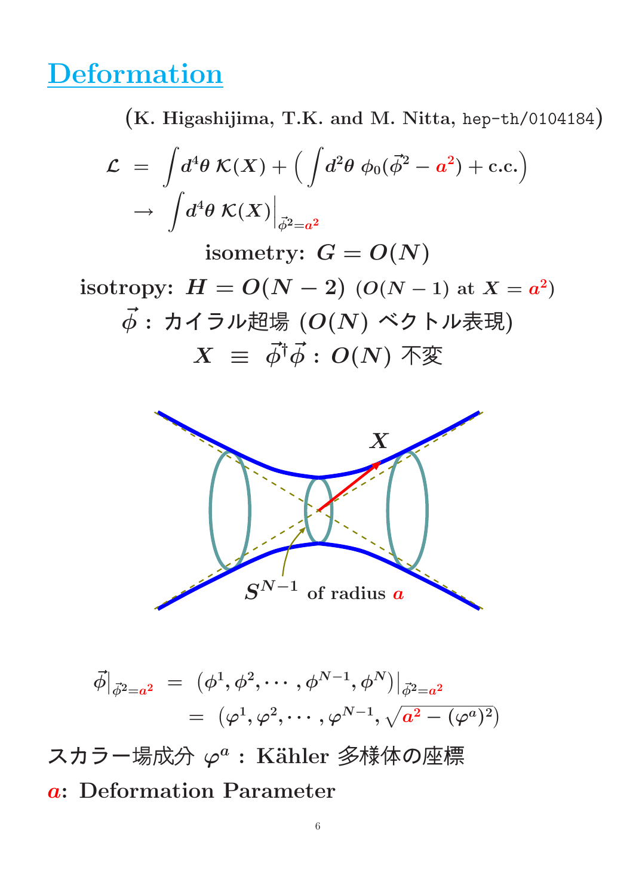# Deformation

(K. Higashijima, T.K. and M. Nitta, hep-th/0104184)

$$\mathcal{L} = \int d^4\theta\, \mathcal{K}(X) + \left( \int d^2\theta\, \phi_0(\vec{\phi}^2 - a^2) + \text{c.c.} \right)$$
$$\rightarrow \int d^4\theta\, \mathcal{K}(X)\Big|_{\vec{\phi}^2 = a^2}$$

isometry: $G = O(N)$

isotropy: $H = O(N-2)$ ($O(N-1)$ at $X = a^2$)

$\vec{\phi}$：カイラル超場 ($O(N)$ ベクトル表現)

$X \equiv \vec{\phi}^\dagger \vec{\phi}$：$O(N)$ 不変

$X$

$S^{N-1}$ of radius $a$

$$\vec{\phi}\Big|_{\vec{\phi}^2 = a^2} = \left(\phi^1, \phi^2, \cdots, \phi^{N-1}, \phi^N\right)\Big|_{\vec{\phi}^2 = a^2}$$
$$= \left(\varphi^1, \varphi^2, \cdots, \varphi^{N-1}, \sqrt{a^2 - (\varphi^a)^2}\right)$$

スカラー場成分 $\varphi^a$：Kähler 多様体の座標

$a$: Deformation Parameter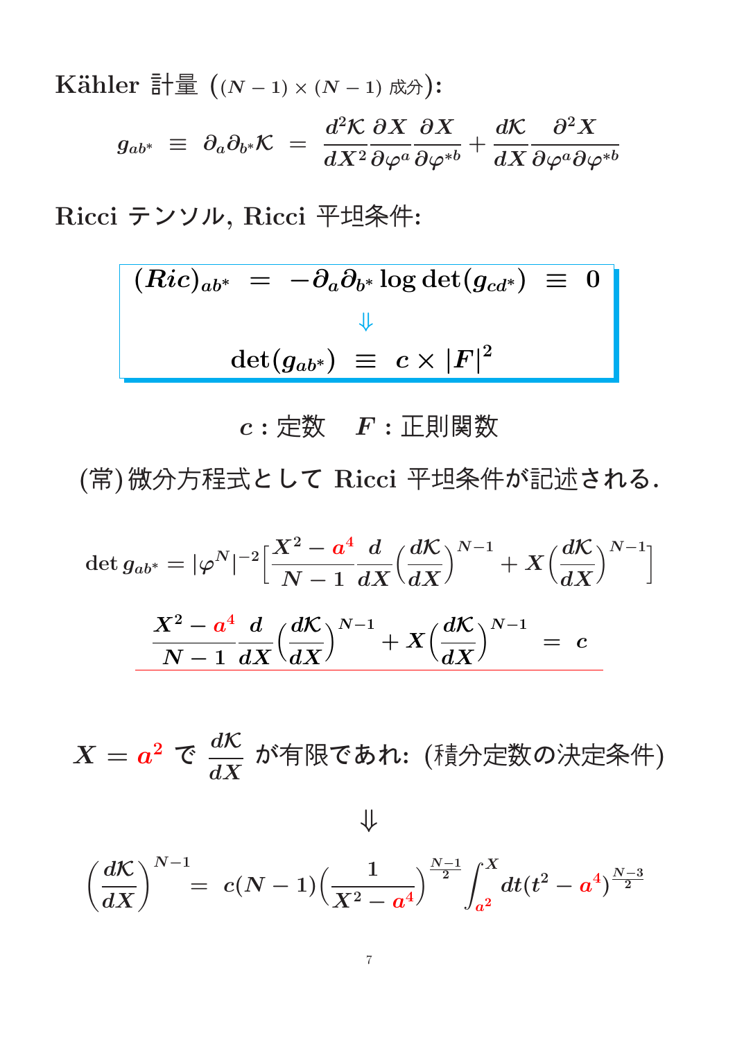Kähler 計量 ($(N-1)\times(N-1)$ 成分):

$$g_{ab^*} \;\equiv\; \partial_a \partial_{b^*} \mathcal{K} \;=\; \frac{d^2\mathcal{K}}{dX^2}\frac{\partial X}{\partial \varphi^a}\frac{\partial X}{\partial \varphi^{*b}} + \frac{d\mathcal{K}}{dX}\frac{\partial^2 X}{\partial \varphi^a \partial \varphi^{*b}}$$

Ricci テンソル, Ricci 平坦条件:

$$(Ric)_{ab^*} \;=\; -\partial_a \partial_{b^*} \log\det(g_{cd^*}) \;\equiv\; 0$$

$$\Downarrow$$

$$\det(g_{ab^*}) \;\equiv\; c \times |F|^2$$

$c$ : 定数　$F$ : 正則関数

(常)微分方程式として Ricci 平坦条件が記述される.

$$\det g_{ab^*} = |\varphi^N|^{-2}\Big[\frac{X^2 - a^4}{N-1}\frac{d}{dX}\Big(\frac{d\mathcal{K}}{dX}\Big)^{N-1} + X\Big(\frac{d\mathcal{K}}{dX}\Big)^{N-1}\Big]$$

$$\frac{X^2 - a^4}{N-1}\frac{d}{dX}\Big(\frac{d\mathcal{K}}{dX}\Big)^{N-1} + X\Big(\frac{d\mathcal{K}}{dX}\Big)^{N-1} \;=\; c$$

$X = a^2$ で $\dfrac{d\mathcal{K}}{dX}$ が有限であれ: (積分定数の決定条件)

$$\Downarrow$$

$$\Big(\frac{d\mathcal{K}}{dX}\Big)^{N-1} = \; c(N-1)\Big(\frac{1}{X^2 - a^4}\Big)^{\frac{N-1}{2}}\int_{a^2}^{X} dt\,(t^2 - a^4)^{\frac{N-3}{2}}$$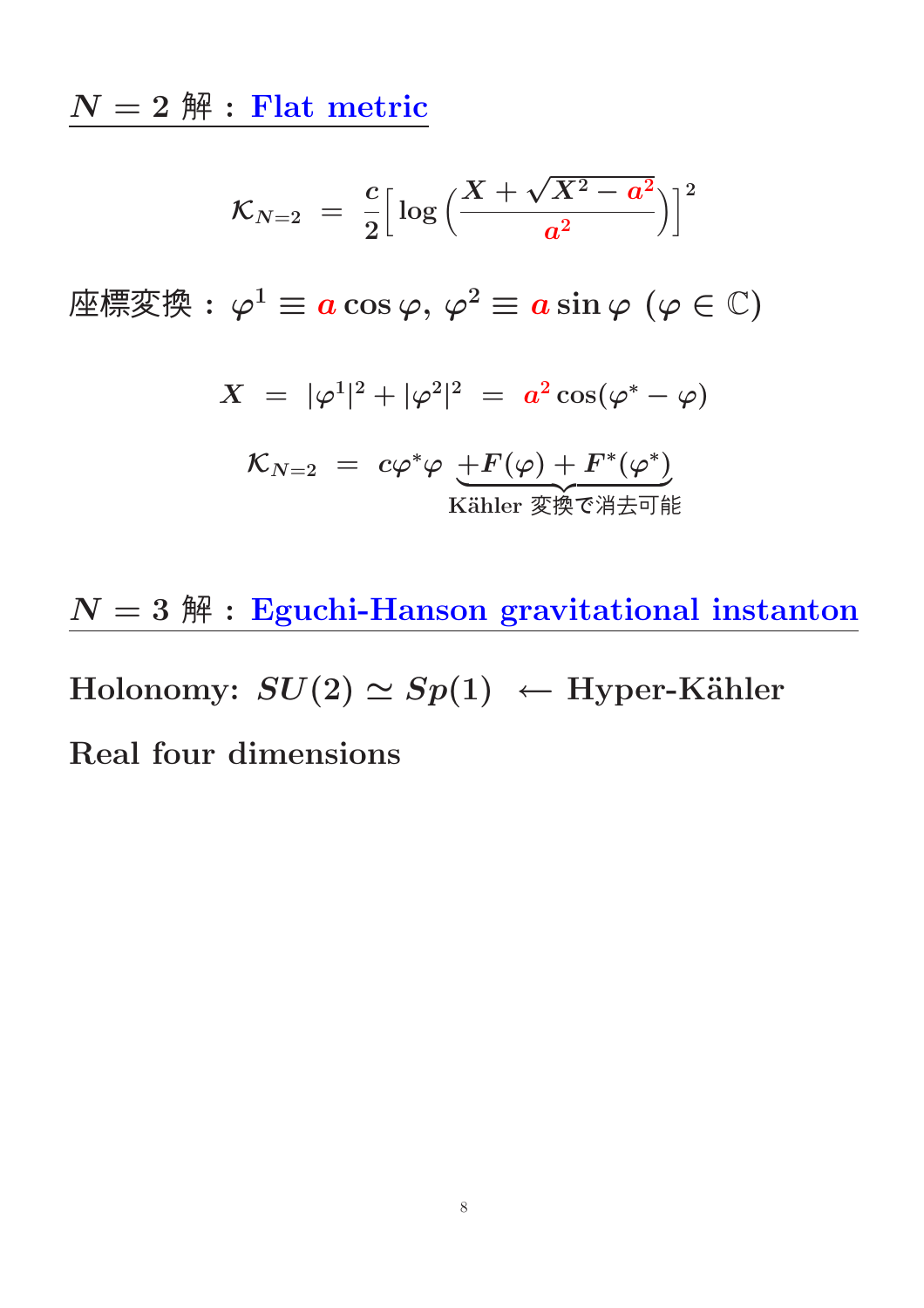## $N=2$ 解 : Flat metric

$$\mathcal{K}_{N=2} \;=\; \frac{c}{2}\Big[\log\Big(\frac{X+\sqrt{X^2-a^2}}{a^2}\Big)\Big]^2$$

座標変換 : $\varphi^1 \equiv a\cos\varphi,\ \varphi^2 \equiv a\sin\varphi\ (\varphi\in\mathbb{C})$

$$X \;=\; |\varphi^1|^2+|\varphi^2|^2 \;=\; a^2\cos(\varphi^*-\varphi)$$

$$\mathcal{K}_{N=2} \;=\; c\varphi^*\varphi\ \underbrace{+F(\varphi)+F^*(\varphi^*)}_{\text{Kähler 変換で消去可能}}$$

## $N=3$ 解 : Eguchi-Hanson gravitational instanton

Holonomy: $SU(2)\simeq Sp(1)\ \leftarrow$ Hyper-Kähler

Real four dimensions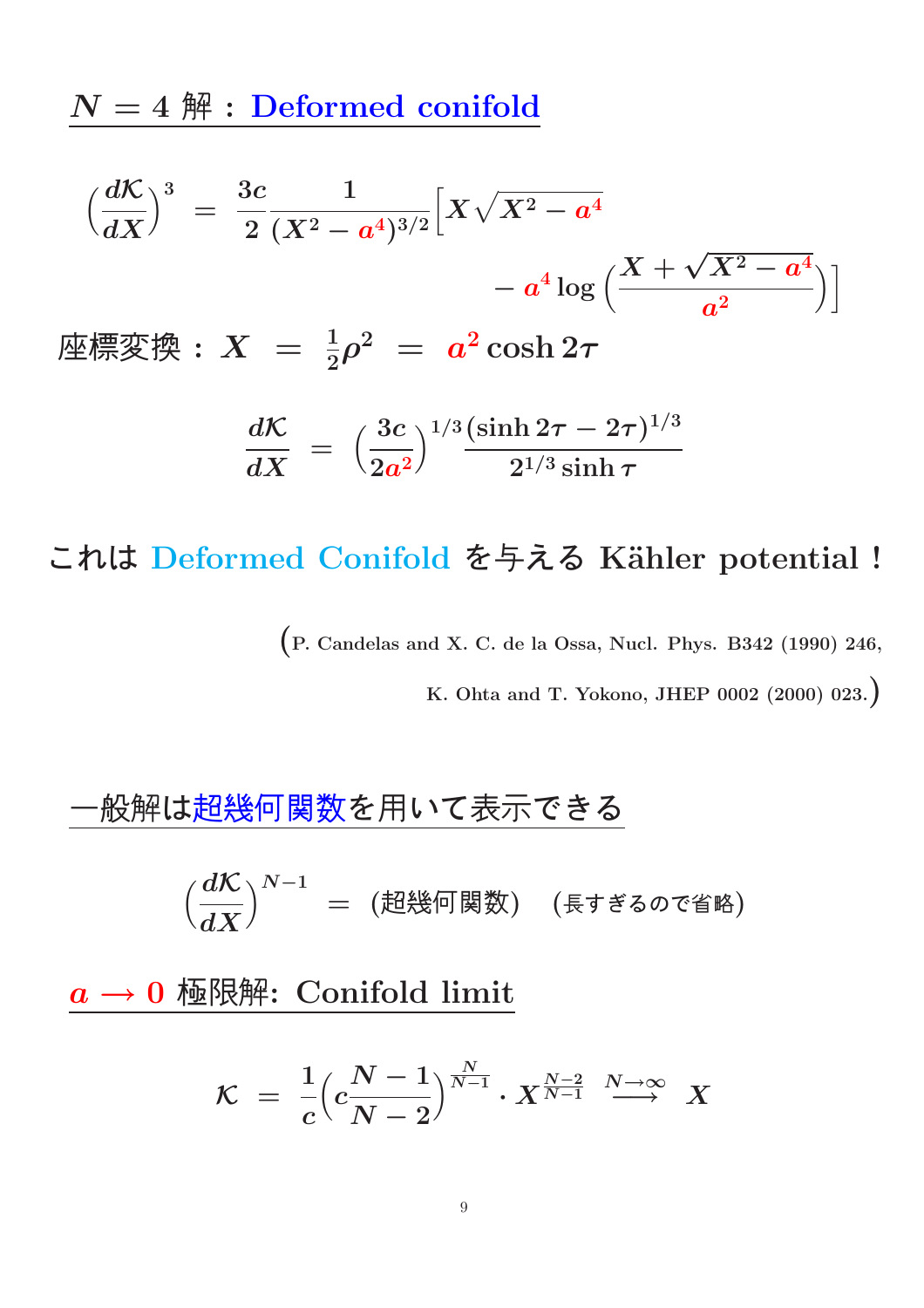## $N = 4$ 解：Deformed conifold

$$\left(\frac{d\mathcal{K}}{dX}\right)^3 = \frac{3c}{2}\frac{1}{(X^2 - a^4)^{3/2}}\Big[X\sqrt{X^2 - a^4} - a^4 \log\left(\frac{X + \sqrt{X^2 - a^4}}{a^2}\right)\Big]$$

座標変換：$X = \frac{1}{2}\rho^2 = a^2 \cosh 2\tau$

$$\frac{d\mathcal{K}}{dX} = \left(\frac{3c}{2a^2}\right)^{1/3}\frac{(\sinh 2\tau - 2\tau)^{1/3}}{2^{1/3}\sinh \tau}$$

これは Deformed Conifold を与える Kähler potential！

(P. Candelas and X. C. de la Ossa, Nucl. Phys. B342 (1990) 246,
K. Ohta and T. Yokono, JHEP 0002 (2000) 023.)

## 一般解は超幾何関数を用いて表示できる

$$\left(\frac{d\mathcal{K}}{dX}\right)^{N-1} = \text{(超幾何関数)} \quad \text{(長すぎるので省略)}$$

## $a \longrightarrow 0$ 極限解: Conifold limit

$$\mathcal{K} = \frac{1}{c}\left(c\frac{N-1}{N-2}\right)^{\frac{N}{N-1}} \cdot X^{\frac{N-2}{N-1}} \xrightarrow{N\to\infty} X$$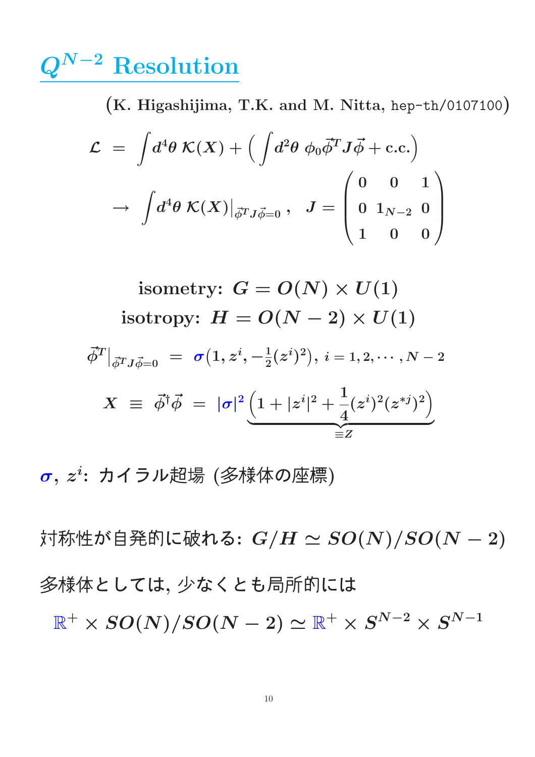# $Q^{N-2}$ Resolution

(K. Higashijima, T.K. and M. Nitta, hep-th/0107100)

$$
\begin{aligned}
\mathcal{L} &= \int d^4\theta \, \mathcal{K}(X) + \left( \int d^2\theta \, \phi_0 \vec{\phi}^T J \vec{\phi} + \text{c.c.} \right) \\
&\to \int d^4\theta \, \mathcal{K}(X)\big|_{\vec{\phi}^T J \vec{\phi}=0} , \quad J = \begin{pmatrix} 0 & 0 & 1 \\ 0 & 1_{N-2} & 0 \\ 1 & 0 & 0 \end{pmatrix}
\end{aligned}
$$

isometry: $G = O(N) \times U(1)$

isotropy: $H = O(N-2) \times U(1)$

$$
\vec{\phi}^T\big|_{\vec{\phi}^T J \vec{\phi}=0} = \sigma\left(1, z^i, -\tfrac{1}{2}(z^i)^2\right), \; i = 1, 2, \cdots, N-2
$$

$$
X \equiv \vec{\phi}^\dagger \vec{\phi} = |\sigma|^2 \underbrace{\left(1 + |z^i|^2 + \frac{1}{4}(z^i)^2 (z^{*j})^2\right)}_{\equiv Z}
$$

$\sigma$, $z^i$: カイラル超場 (多様体の座標)

対称性が自発的に破れる: $G/H \simeq SO(N)/SO(N-2)$

多様体としては, 少なくとも局所的には

$$
\mathbb{R}^+ \times SO(N)/SO(N-2) \simeq \mathbb{R}^+ \times S^{N-2} \times S^{N-1}
$$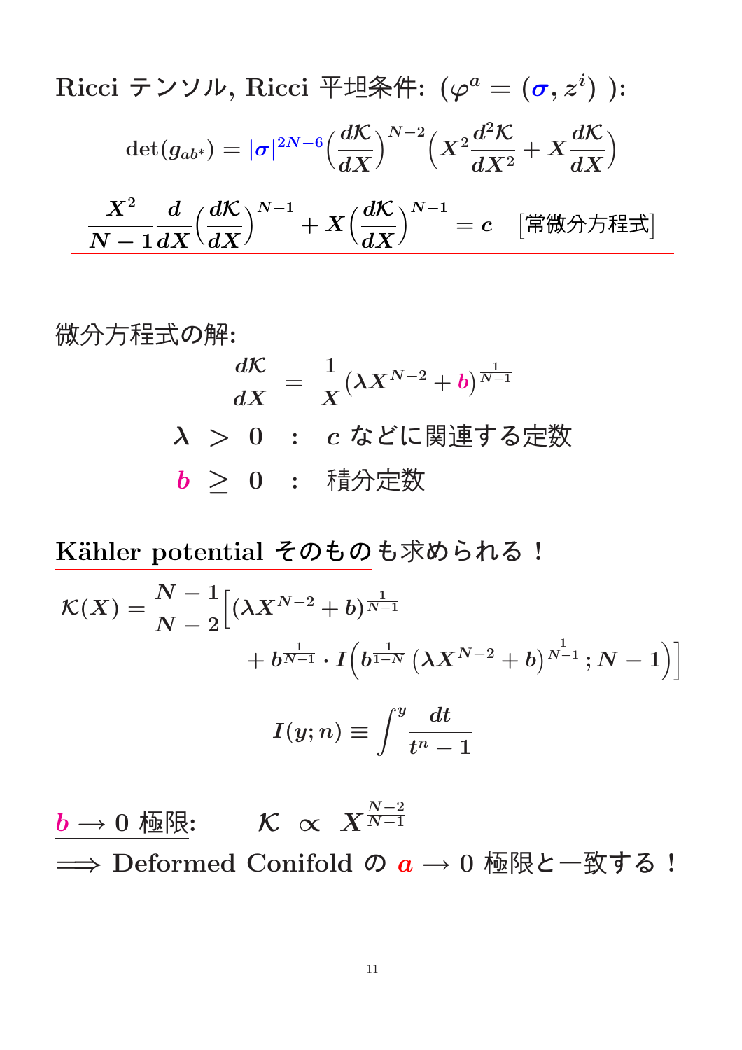Ricci テンソル, Ricci 平坦条件: ($\varphi^a = (\sigma, z^i)$ ):

$$\det(g_{ab^*}) = |\sigma|^{2N-6}\Big(\frac{d\mathcal{K}}{dX}\Big)^{N-2}\Big(X^2\frac{d^2\mathcal{K}}{dX^2} + X\frac{d\mathcal{K}}{dX}\Big)$$

$$\frac{X^2}{N-1}\frac{d}{dX}\Big(\frac{d\mathcal{K}}{dX}\Big)^{N-1} + X\Big(\frac{d\mathcal{K}}{dX}\Big)^{N-1} = c \quad \text{[常微分方程式]}$$

微分方程式の解:

$$\frac{d\mathcal{K}}{dX} = \frac{1}{X}(\lambda X^{N-2} + b)^{\frac{1}{N-1}}$$

$\lambda > 0$ : $c$ などに関連する定数

$b \geq 0$ : 積分定数

Kähler potential そのものも求められる！

$$\mathcal{K}(X) = \frac{N-1}{N-2}\Big[(\lambda X^{N-2} + b)^{\frac{1}{N-1}} + b^{\frac{1}{N-1}} \cdot I\Big(b^{\frac{1}{1-N}}\,(\lambda X^{N-2} + b)^{\frac{1}{N-1}}\,; N-1\Big)\Big]$$

$$I(y; n) \equiv \int^y \frac{dt}{t^n - 1}$$

$b \to 0$ 極限: $\quad \mathcal{K} \propto X^{\frac{N-2}{N-1}}$

$\Longrightarrow$ Deformed Conifold の $a \to 0$ 極限と一致する！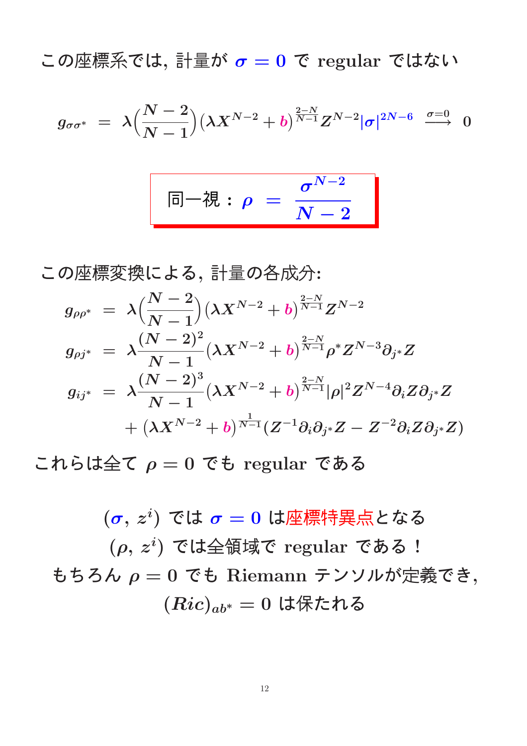この座標系では, 計量が $\sigma = 0$ で regular ではない

$$
g_{\sigma\sigma^*} \;=\; \lambda\Big(\frac{N-2}{N-1}\Big)\big(\lambda X^{N-2} + b\big)^{\frac{2-N}{N-1}} Z^{N-2} |\sigma|^{2N-6} \;\xrightarrow{\sigma=0}\; 0
$$

同一視 : $\rho \;=\; \dfrac{\sigma^{N-2}}{N-2}$

この座標変換による, 計量の各成分:

$$
\begin{aligned}
g_{\rho\rho^*} &= \lambda\Big(\frac{N-2}{N-1}\Big)\big(\lambda X^{N-2} + b\big)^{\frac{2-N}{N-1}} Z^{N-2} \\
g_{\rho j^*} &= \lambda\frac{(N-2)^2}{N-1}\big(\lambda X^{N-2} + b\big)^{\frac{2-N}{N-1}} \rho^* Z^{N-3} \partial_{j^*} Z \\
g_{ij^*} &= \lambda\frac{(N-2)^3}{N-1}\big(\lambda X^{N-2} + b\big)^{\frac{2-N}{N-1}} |\rho|^2 Z^{N-4} \partial_i Z \partial_{j^*} Z \\
&\quad + \big(\lambda X^{N-2} + b\big)^{\frac{1}{N-1}} \big(Z^{-1}\partial_i\partial_{j^*} Z - Z^{-2}\partial_i Z \partial_{j^*} Z\big)
\end{aligned}
$$

これらは全て $\rho = 0$ でも regular である

$(\sigma,\, z^i)$ では $\sigma = 0$ は座標特異点となる

$(\rho,\, z^i)$ では全領域で regular である！

もちろん $\rho = 0$ でも Riemann テンソルが定義でき,

$(Ric)_{ab^*} = 0$ は保たれる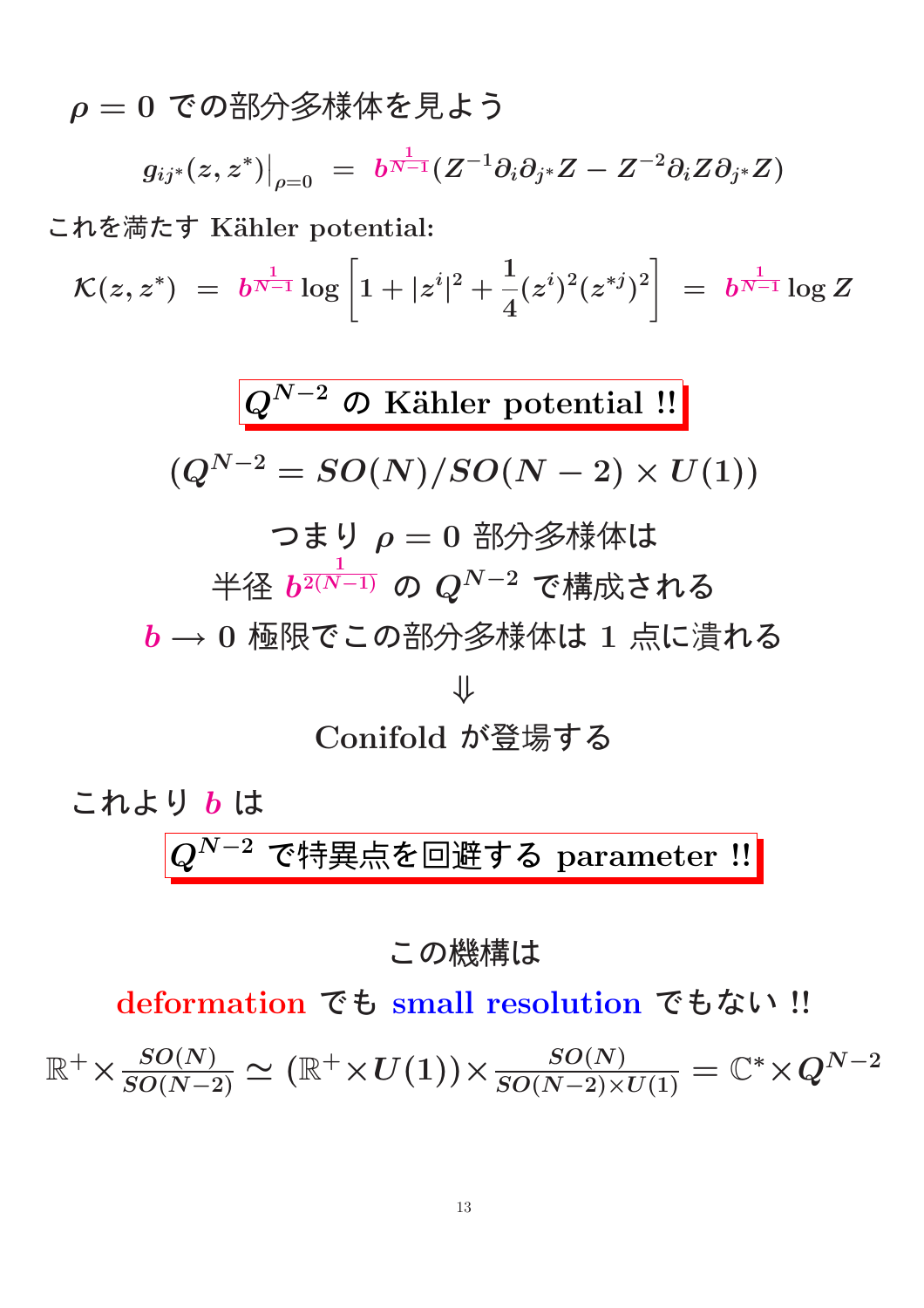$\rho = 0$ での部分多様体を見よう

$$g_{ij^*}(z,z^*)\big|_{\rho=0} \;=\; b^{\frac{1}{N-1}}(Z^{-1}\partial_i\partial_{j^*}Z - Z^{-2}\partial_i Z\partial_{j^*}Z)$$

これを満たす Kähler potential:

$$\mathcal{K}(z,z^*) \;=\; b^{\frac{1}{N-1}}\log\left[1+|z^i|^2+\frac{1}{4}(z^i)^2(z^{*j})^2\right] \;=\; b^{\frac{1}{N-1}}\log Z$$

**$Q^{N-2}$ の Kähler potential !!**

$$(Q^{N-2} = SO(N)/SO(N-2)\times U(1))$$

つまり $\rho = 0$ 部分多様体は

半径 $b^{\frac{1}{2(N-1)}}$ の $Q^{N-2}$ で構成される

$b \longrightarrow 0$ 極限でこの部分多様体は 1 点に潰れる

$\Downarrow$

Conifold が登場する

これより $b$ は

**$Q^{N-2}$ で特異点を回避する parameter !!**

この機構は

deformation でも small resolution でもない !!

$$\mathbb{R}^+\times\frac{SO(N)}{SO(N-2)} \simeq (\mathbb{R}^+\times U(1))\times\frac{SO(N)}{SO(N-2)\times U(1)} = \mathbb{C}^*\times Q^{N-2}$$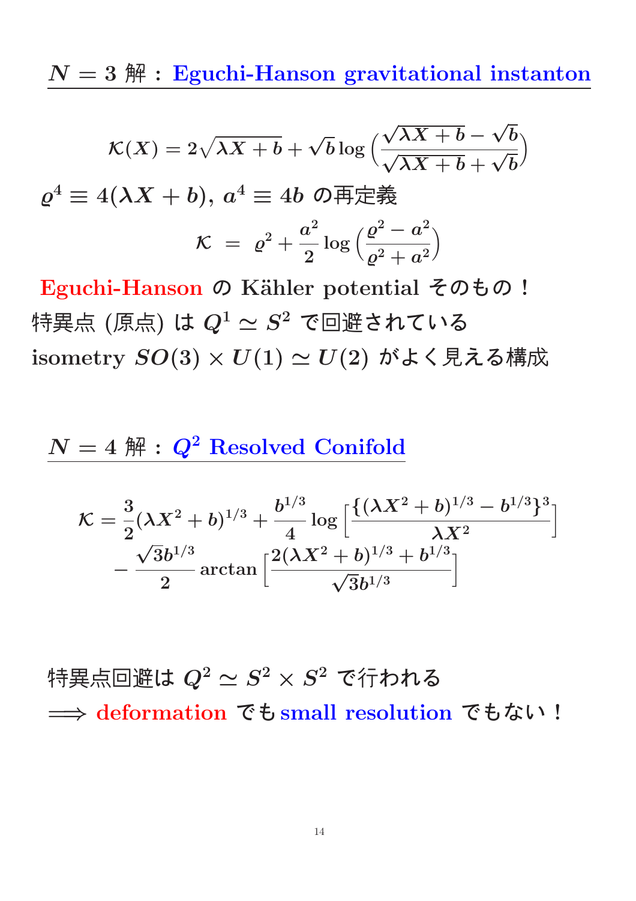## $N=3$ 解 : Eguchi-Hanson gravitational instanton

$$\mathcal{K}(X) = 2\sqrt{\lambda X + b} + \sqrt{b}\log\Big(\frac{\sqrt{\lambda X + b} - \sqrt{b}}{\sqrt{\lambda X + b} + \sqrt{b}}\Big)$$

$\varrho^4 \equiv 4(\lambda X + b)$, $a^4 \equiv 4b$ の再定義

$$\mathcal{K} \;=\; \varrho^2 + \frac{a^2}{2}\log\Big(\frac{\varrho^2 - a^2}{\varrho^2 + a^2}\Big)$$

Eguchi-Hanson の Kähler potential そのもの！

特異点 (原点) は $Q^1 \simeq S^2$ で回避されている

isometry $SO(3) \times U(1) \simeq U(2)$ がよく見える構成

## $N=4$ 解 : $Q^2$ Resolved Conifold

$$\mathcal{K} = \frac{3}{2}(\lambda X^2 + b)^{1/3} + \frac{b^{1/3}}{4}\log\Big[\frac{\{(\lambda X^2 + b)^{1/3} - b^{1/3}\}^3}{\lambda X^2}\Big] - \frac{\sqrt{3}b^{1/3}}{2}\arctan\Big[\frac{2(\lambda X^2 + b)^{1/3} + b^{1/3}}{\sqrt{3}b^{1/3}}\Big]$$

特異点回避は $Q^2 \simeq S^2 \times S^2$ で行われる

$\Longrightarrow$ deformation でも small resolution でもない！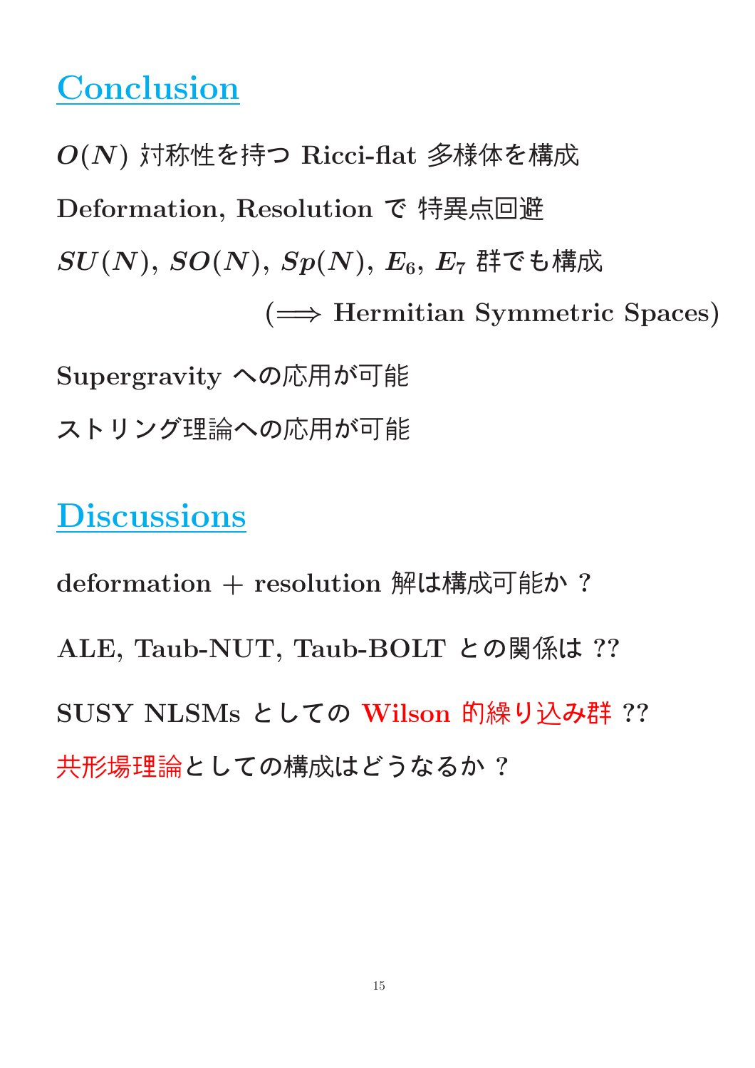# Conclusion

$O(N)$ 対称性を持つ Ricci-flat 多様体を構成

Deformation, Resolution で 特異点回避

$SU(N)$, $SO(N)$, $Sp(N)$, $E_6$, $E_7$ 群でも構成

($\Longrightarrow$ Hermitian Symmetric Spaces)

Supergravity への応用が可能

ストリング理論への応用が可能

# Discussions

deformation + resolution 解は構成可能か？

ALE, Taub-NUT, Taub-BOLT との関係は ??

SUSY NLSMs としての Wilson 的繰り込み群 ??

共形場理論としての構成はどうなるか？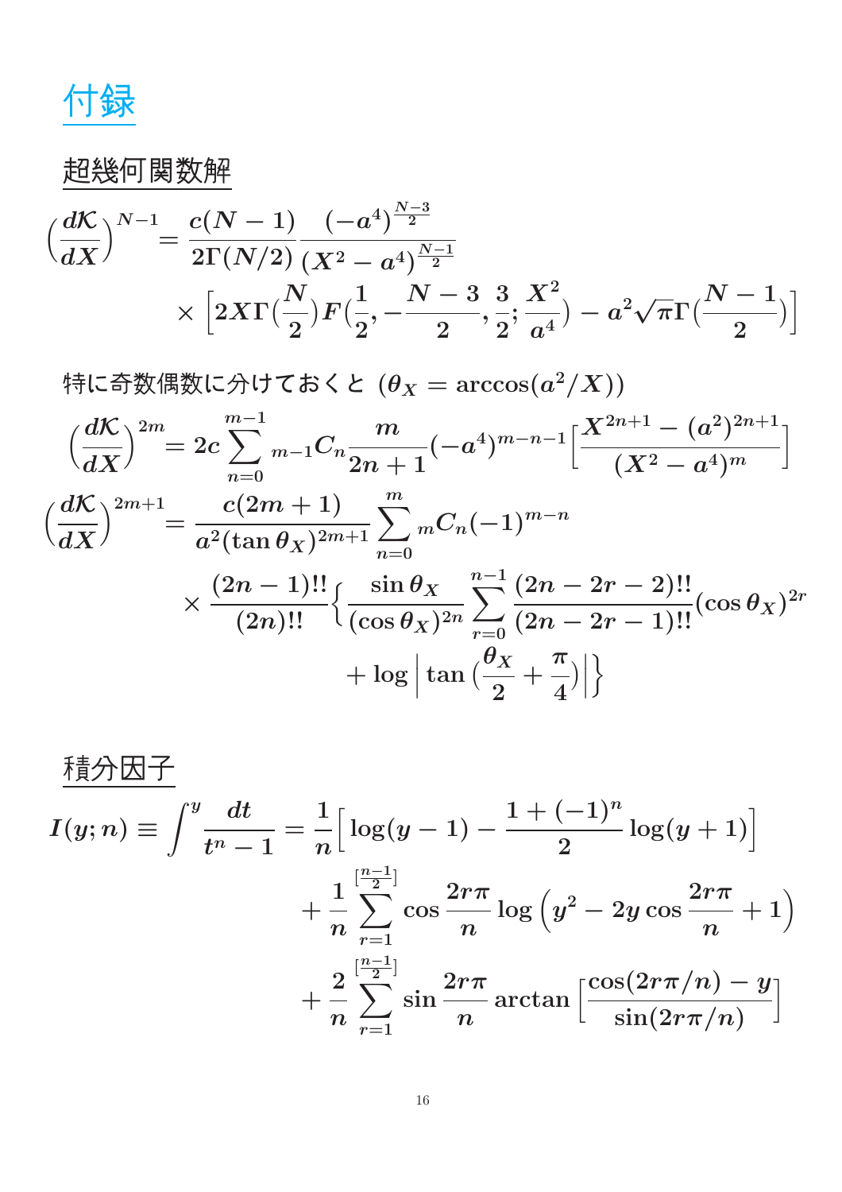# 付録

## 超幾何関数解

$$
\Big(\frac{d\mathcal{K}}{dX}\Big)^{N-1} = \frac{c(N-1)}{2\Gamma(N/2)} \frac{(-a^4)^{\frac{N-3}{2}}}{(X^2-a^4)^{\frac{N-1}{2}}} \times \Big[2X\Gamma\big(\frac{N}{2}\big)F\big(\frac{1}{2}, -\frac{N-3}{2}, \frac{3}{2}; \frac{X^2}{a^4}\big) - a^2\sqrt{\pi}\Gamma\big(\frac{N-1}{2}\big)\Big]
$$

特に奇数偶数に分けておくと $(\theta_X = \arccos(a^2/X))$

$$
\Big(\frac{d\mathcal{K}}{dX}\Big)^{2m} = 2c\sum_{n=0}^{m-1} {}_{m-1}C_n \frac{m}{2n+1}(-a^4)^{m-n-1}\Big[\frac{X^{2n+1}-(a^2)^{2n+1}}{(X^2-a^4)^m}\Big]
$$

$$
\Big(\frac{d\mathcal{K}}{dX}\Big)^{2m+1} = \frac{c(2m+1)}{a^2(\tan\theta_X)^{2m+1}} \sum_{n=0}^{m} {}_mC_n(-1)^{m-n} \times \frac{(2n-1)!!}{(2n)!!}\Big\{\frac{\sin\theta_X}{(\cos\theta_X)^{2n}}\sum_{r=0}^{n-1}\frac{(2n-2r-2)!!}{(2n-2r-1)!!}(\cos\theta_X)^{2r} + \log\Big|\tan\big(\frac{\theta_X}{2}+\frac{\pi}{4}\big)\Big|\Big\}
$$

## 積分因子

$$
I(y;n) \equiv \int^y \frac{dt}{t^n-1} = \frac{1}{n}\Big[\log(y-1) - \frac{1+(-1)^n}{2}\log(y+1)\Big] + \frac{1}{n}\sum_{r=1}^{[\frac{n-1}{2}]}\cos\frac{2r\pi}{n}\log\Big(y^2-2y\cos\frac{2r\pi}{n}+1\Big) + \frac{2}{n}\sum_{r=1}^{[\frac{n-1}{2}]}\sin\frac{2r\pi}{n}\arctan\Big[\frac{\cos(2r\pi/n)-y}{\sin(2r\pi/n)}\Big]
$$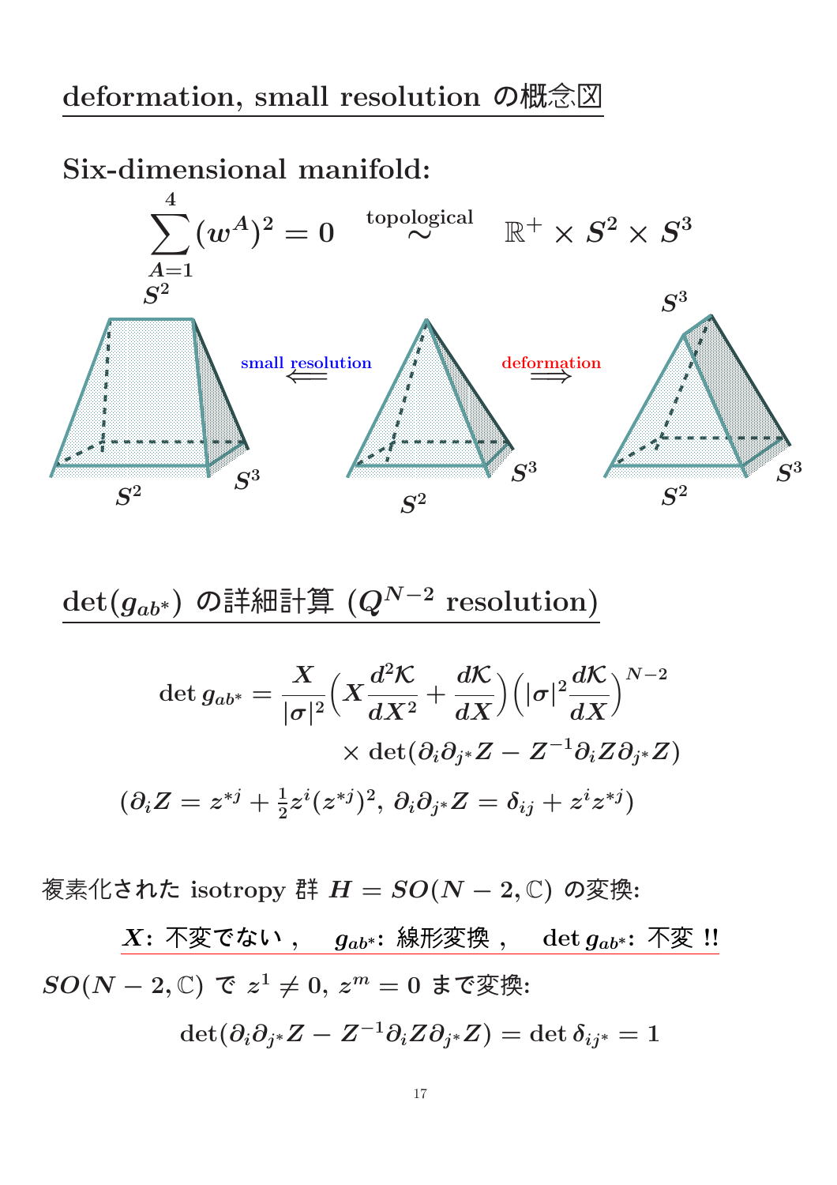## deformation, small resolution の概念図

### Six-dimensional manifold:

$$\sum_{A=1}^{4}(w^A)^2 = 0 \quad \overset{\text{topological}}{\sim} \quad \mathbb{R}^+ \times S^2 \times S^3$$

$S^2$ &nbsp;&nbsp;&nbsp;&nbsp; small resolution $\Longleftarrow$ &nbsp;&nbsp;&nbsp;&nbsp; deformation $\Longrightarrow$ &nbsp;&nbsp;&nbsp;&nbsp; $S^3$

$S^2$ $S^3$ &nbsp;&nbsp;&nbsp;&nbsp; $S^2$ $S^3$ &nbsp;&nbsp;&nbsp;&nbsp; $S^2$ $S^3$

## $\det(g_{ab^*})$ の詳細計算 ($Q^{N-2}$ resolution)

$$\det g_{ab^*} = \frac{X}{|\sigma|^2}\Big(X\frac{d^2\mathcal{K}}{dX^2} + \frac{d\mathcal{K}}{dX}\Big)\Big(|\sigma|^2\frac{d\mathcal{K}}{dX}\Big)^{N-2}$$

$$\times \det(\partial_i\partial_{j^*}Z - Z^{-1}\partial_i Z\partial_{j^*}Z)$$

$$(\partial_i Z = z^{*j} + \tfrac{1}{2}z^i(z^{*j})^2,\ \partial_i\partial_{j^*}Z = \delta_{ij} + z^i z^{*j})$$

複素化された isotropy 群 $H = SO(N-2,\mathbb{C})$ の変換:

<u>$X$: 不変でない， $g_{ab^*}$: 線形変換， $\det g_{ab^*}$: 不変 !!</u>

$SO(N-2,\mathbb{C})$ で $z^1 \neq 0,\ z^m = 0$ まで変換:

$$\det(\partial_i\partial_{j^*}Z - Z^{-1}\partial_i Z\partial_{j^*}Z) = \det\delta_{ij^*} = 1$$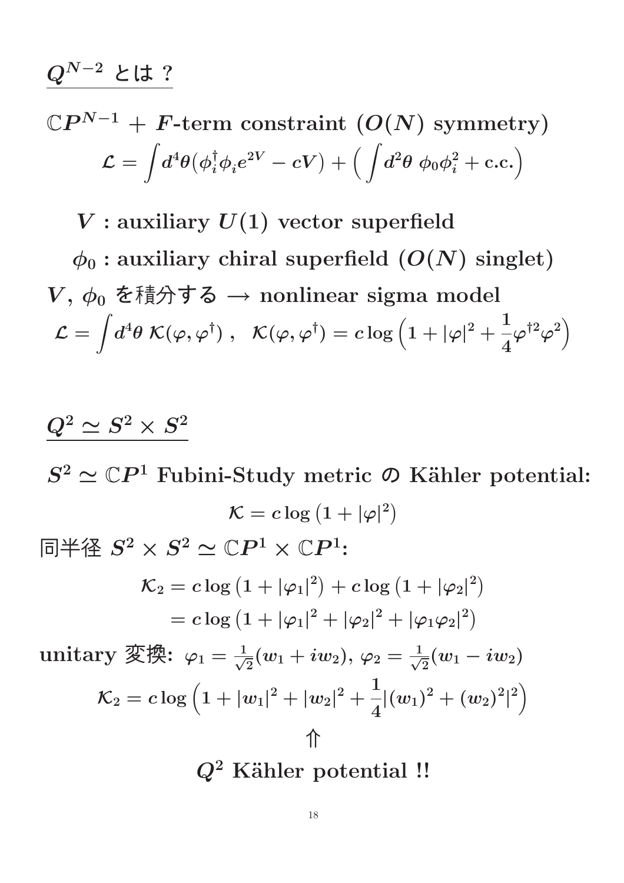## $Q^{N-2}$ とは？

$\mathbb{C}P^{N-1}$ + $F$-term constraint ($O(N)$ symmetry)

$$\mathcal{L} = \int d^4\theta (\phi_i^\dagger \phi_i e^{2V} - cV) + \Big( \int d^2\theta \; \phi_0 \phi_i^2 + \text{c.c.} \Big)$$

$V$ : auxiliary $U(1)$ vector superfield

$\phi_0$ : auxiliary chiral superfield ($O(N)$ singlet)

$V$, $\phi_0$ を積分する → nonlinear sigma model

$$\mathcal{L} = \int d^4\theta \; \mathcal{K}(\varphi, \varphi^\dagger) \,, \quad \mathcal{K}(\varphi, \varphi^\dagger) = c \log \Big( 1 + |\varphi|^2 + \frac{1}{4} \varphi^{\dagger 2} \varphi^2 \Big)$$

## $Q^2 \simeq S^2 \times S^2$

$S^2 \simeq \mathbb{C}P^1$ Fubini-Study metric の Kähler potential:

$$\mathcal{K} = c \log \left( 1 + |\varphi|^2 \right)$$

同半径 $S^2 \times S^2 \simeq \mathbb{C}P^1 \times \mathbb{C}P^1$:

$$\begin{aligned} \mathcal{K}_2 &= c \log \left( 1 + |\varphi_1|^2 \right) + c \log \left( 1 + |\varphi_2|^2 \right) \\ &= c \log \left( 1 + |\varphi_1|^2 + |\varphi_2|^2 + |\varphi_1 \varphi_2|^2 \right) \end{aligned}$$

unitary 変換: $\varphi_1 = \frac{1}{\sqrt{2}}(w_1 + i w_2)$, $\varphi_2 = \frac{1}{\sqrt{2}}(w_1 - i w_2)$

$$\mathcal{K}_2 = c \log \Big( 1 + |w_1|^2 + |w_2|^2 + \frac{1}{4} |(w_1)^2 + (w_2)^2|^2 \Big)$$

$$\Uparrow$$

$Q^2$ Kähler potential !!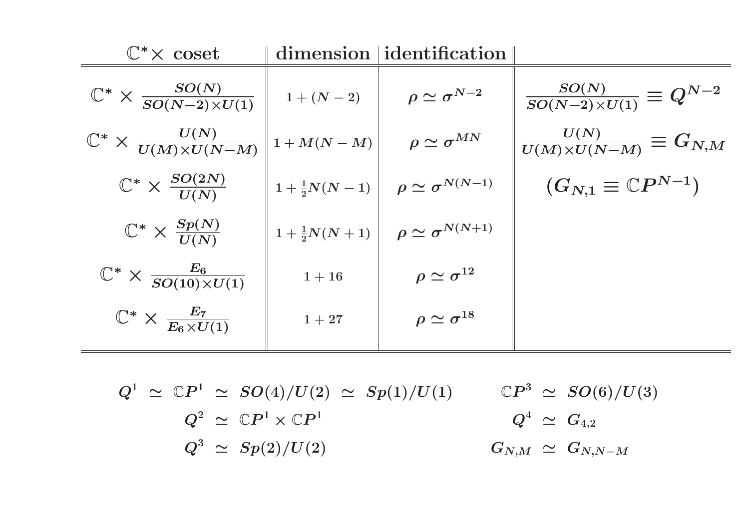| $\mathbb{C}^* \times$ coset | dimension | identification | |
|---|---|---|---|
| $\mathbb{C}^* \times \frac{SO(N)}{SO(N-2)\times U(1)}$ | $1+(N-2)$ | $\rho \simeq \sigma^{N-2}$ | $\frac{SO(N)}{SO(N-2)\times U(1)} \equiv Q^{N-2}$ |
| $\mathbb{C}^* \times \frac{U(N)}{U(M)\times U(N-M)}$ | $1+M(N-M)$ | $\rho \simeq \sigma^{MN}$ | $\frac{U(N)}{U(M)\times U(N-M)} \equiv G_{N,M}$ |
| $\mathbb{C}^* \times \frac{SO(2N)}{U(N)}$ | $1+\frac{1}{2}N(N-1)$ | $\rho \simeq \sigma^{N(N-1)}$ | $(G_{N,1} \equiv \mathbb{C}P^{N-1})$ |
| $\mathbb{C}^* \times \frac{Sp(N)}{U(N)}$ | $1+\frac{1}{2}N(N+1)$ | $\rho \simeq \sigma^{N(N+1)}$ | |
| $\mathbb{C}^* \times \frac{E_6}{SO(10)\times U(1)}$ | $1+16$ | $\rho \simeq \sigma^{12}$ | |
| $\mathbb{C}^* \times \frac{E_7}{E_6\times U(1)}$ | $1+27$ | $\rho \simeq \sigma^{18}$ | |

$$Q^1 \simeq \mathbb{C}P^1 \simeq SO(4)/U(2) \simeq Sp(1)/U(1) \qquad \mathbb{C}P^3 \simeq SO(6)/U(3)$$

$$Q^2 \simeq \mathbb{C}P^1 \times \mathbb{C}P^1 \qquad Q^4 \simeq G_{4,2}$$

$$Q^3 \simeq Sp(2)/U(2) \qquad G_{N,M} \simeq G_{N,N-M}$$